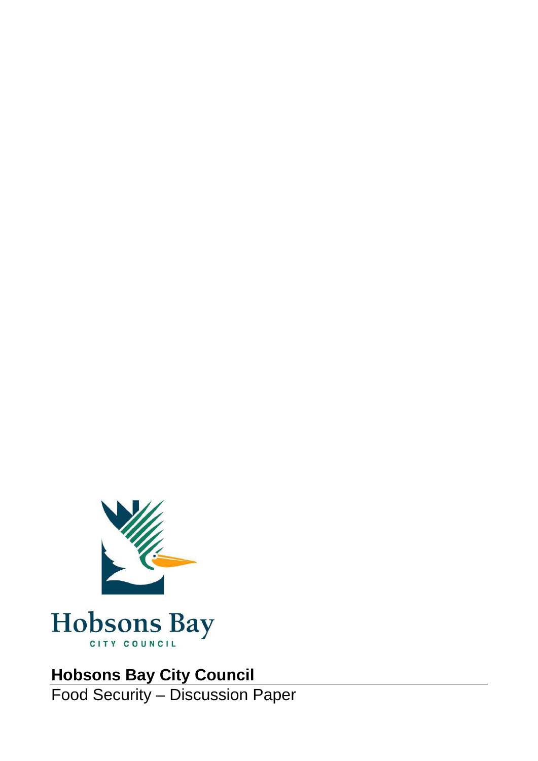Hobsons Bay

CITY COUNCIL

**Hobsons Bay City Council**

Food Security – Discussion Paper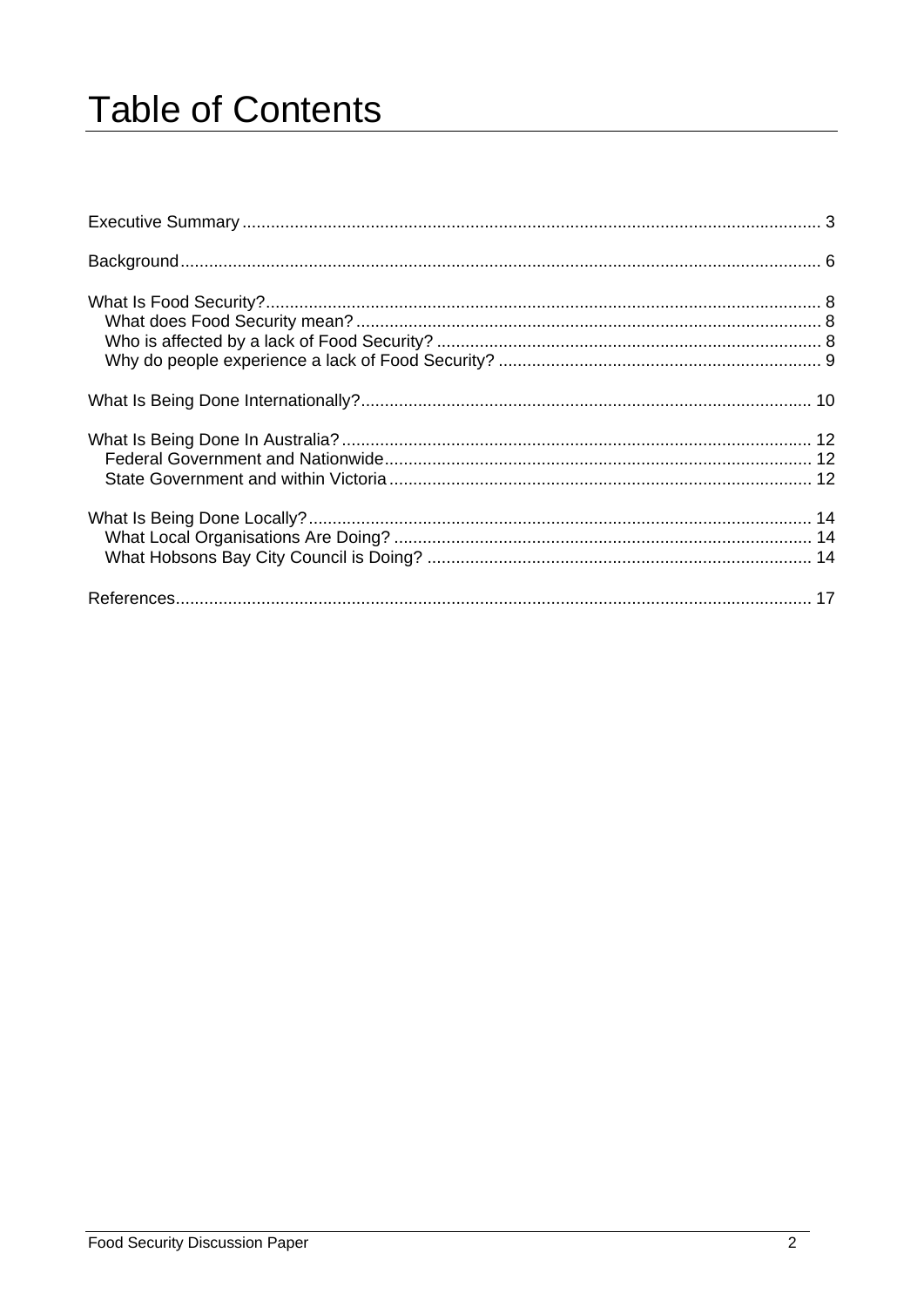# Table of Contents

Executive Summary ........................................................................................................................ 3

Background...................................................................................................................................... 6

What Is Food Security?.................................................................................................................... 8
- What does Food Security mean? ................................................................................................. 8
- Who is affected by a lack of Food Security? ................................................................................ 8
- Why do people experience a lack of Food Security? .................................................................... 9

What Is Being Done Internationally?............................................................................................. 10

What Is Being Done In Australia?.................................................................................................. 12
- Federal Government and Nationwide.......................................................................................... 12
- State Government and within Victoria......................................................................................... 12

What Is Being Done Locally?......................................................................................................... 14
- What Local Organisations Are Doing? ........................................................................................ 14
- What Hobsons Bay City Council is Doing? ................................................................................. 14

References..................................................................................................................................... 17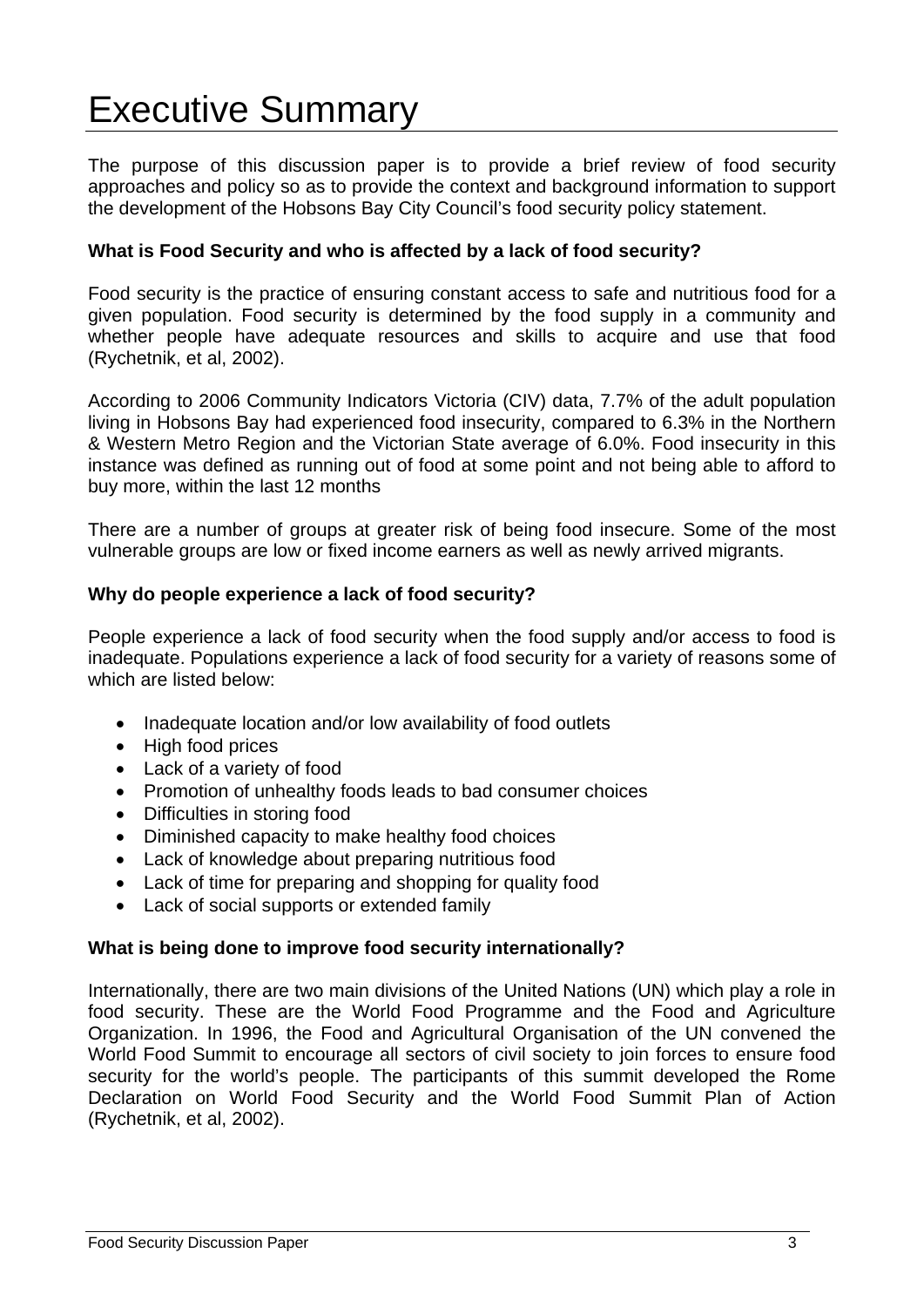# Executive Summary

The purpose of this discussion paper is to provide a brief review of food security approaches and policy so as to provide the context and background information to support the development of the Hobsons Bay City Council's food security policy statement.

**What is Food Security and who is affected by a lack of food security?**

Food security is the practice of ensuring constant access to safe and nutritious food for a given population. Food security is determined by the food supply in a community and whether people have adequate resources and skills to acquire and use that food (Rychetnik, et al, 2002).

According to 2006 Community Indicators Victoria (CIV) data, 7.7% of the adult population living in Hobsons Bay had experienced food insecurity, compared to 6.3% in the Northern & Western Metro Region and the Victorian State average of 6.0%. Food insecurity in this instance was defined as running out of food at some point and not being able to afford to buy more, within the last 12 months

There are a number of groups at greater risk of being food insecure. Some of the most vulnerable groups are low or fixed income earners as well as newly arrived migrants.

**Why do people experience a lack of food security?**

People experience a lack of food security when the food supply and/or access to food is inadequate. Populations experience a lack of food security for a variety of reasons some of which are listed below:

- Inadequate location and/or low availability of food outlets
- High food prices
- Lack of a variety of food
- Promotion of unhealthy foods leads to bad consumer choices
- Difficulties in storing food
- Diminished capacity to make healthy food choices
- Lack of knowledge about preparing nutritious food
- Lack of time for preparing and shopping for quality food
- Lack of social supports or extended family

**What is being done to improve food security internationally?**

Internationally, there are two main divisions of the United Nations (UN) which play a role in food security. These are the World Food Programme and the Food and Agriculture Organization. In 1996, the Food and Agricultural Organisation of the UN convened the World Food Summit to encourage all sectors of civil society to join forces to ensure food security for the world's people. The participants of this summit developed the Rome Declaration on World Food Security and the World Food Summit Plan of Action (Rychetnik, et al, 2002).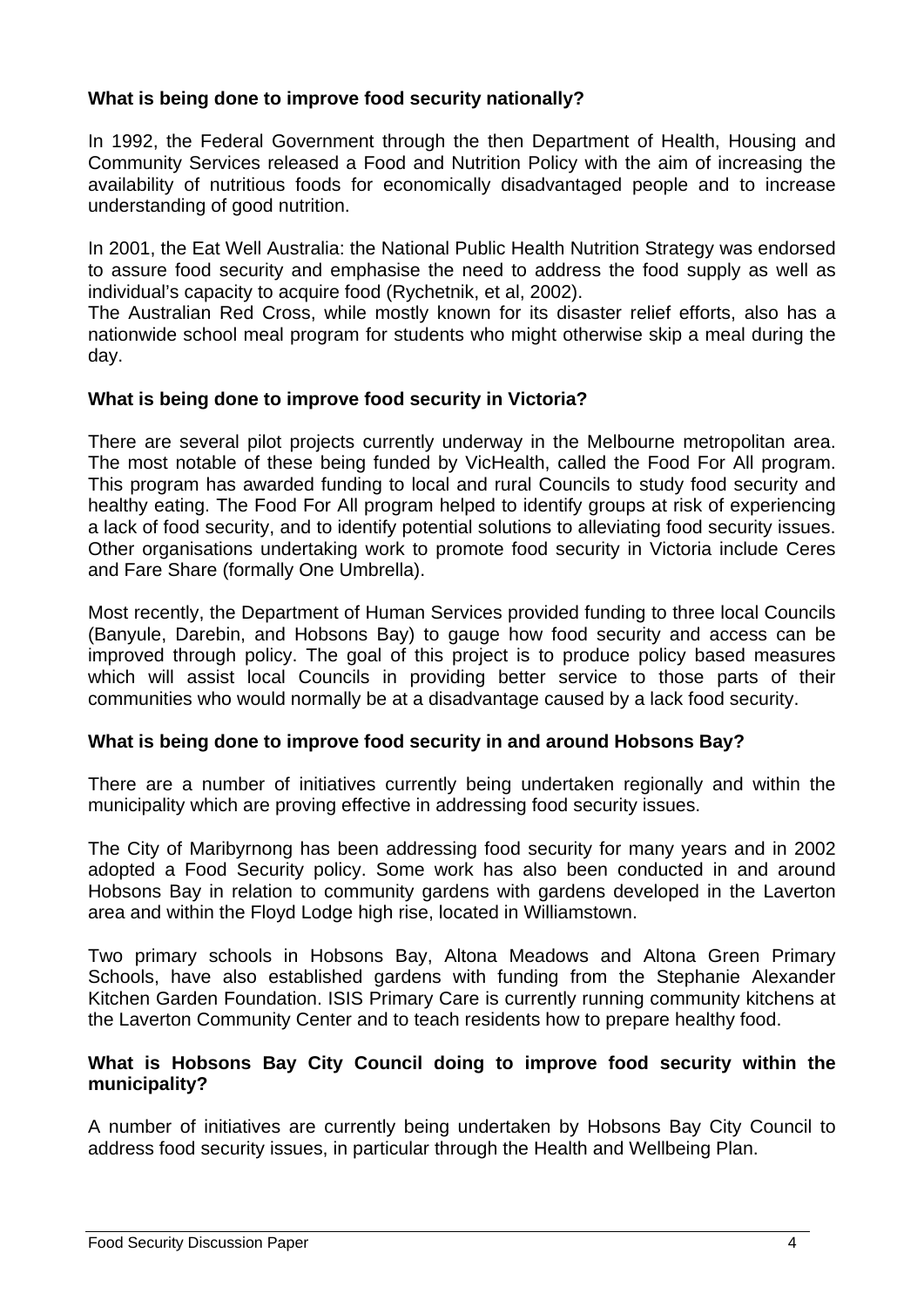**What is being done to improve food security nationally?**

In 1992, the Federal Government through the then Department of Health, Housing and Community Services released a Food and Nutrition Policy with the aim of increasing the availability of nutritious foods for economically disadvantaged people and to increase understanding of good nutrition.

In 2001, the Eat Well Australia: the National Public Health Nutrition Strategy was endorsed to assure food security and emphasise the need to address the food supply as well as individual's capacity to acquire food (Rychetnik, et al, 2002).
The Australian Red Cross, while mostly known for its disaster relief efforts, also has a nationwide school meal program for students who might otherwise skip a meal during the day.

**What is being done to improve food security in Victoria?**

There are several pilot projects currently underway in the Melbourne metropolitan area. The most notable of these being funded by VicHealth, called the Food For All program. This program has awarded funding to local and rural Councils to study food security and healthy eating. The Food For All program helped to identify groups at risk of experiencing a lack of food security, and to identify potential solutions to alleviating food security issues. Other organisations undertaking work to promote food security in Victoria include Ceres and Fare Share (formally One Umbrella).

Most recently, the Department of Human Services provided funding to three local Councils (Banyule, Darebin, and Hobsons Bay) to gauge how food security and access can be improved through policy. The goal of this project is to produce policy based measures which will assist local Councils in providing better service to those parts of their communities who would normally be at a disadvantage caused by a lack food security.

**What is being done to improve food security in and around Hobsons Bay?**

There are a number of initiatives currently being undertaken regionally and within the municipality which are proving effective in addressing food security issues.

The City of Maribyrnong has been addressing food security for many years and in 2002 adopted a Food Security policy. Some work has also been conducted in and around Hobsons Bay in relation to community gardens with gardens developed in the Laverton area and within the Floyd Lodge high rise, located in Williamstown.

Two primary schools in Hobsons Bay, Altona Meadows and Altona Green Primary Schools, have also established gardens with funding from the Stephanie Alexander Kitchen Garden Foundation. ISIS Primary Care is currently running community kitchens at the Laverton Community Center and to teach residents how to prepare healthy food.

**What is Hobsons Bay City Council doing to improve food security within the municipality?**

A number of initiatives are currently being undertaken by Hobsons Bay City Council to address food security issues, in particular through the Health and Wellbeing Plan.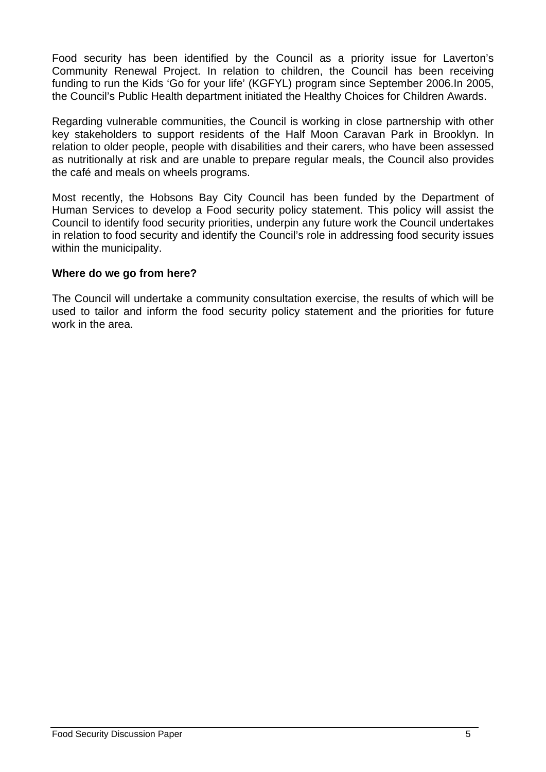Food security has been identified by the Council as a priority issue for Laverton's Community Renewal Project. In relation to children, the Council has been receiving funding to run the Kids 'Go for your life' (KGFYL) program since September 2006.In 2005, the Council's Public Health department initiated the Healthy Choices for Children Awards.

Regarding vulnerable communities, the Council is working in close partnership with other key stakeholders to support residents of the Half Moon Caravan Park in Brooklyn. In relation to older people, people with disabilities and their carers, who have been assessed as nutritionally at risk and are unable to prepare regular meals, the Council also provides the café and meals on wheels programs.

Most recently, the Hobsons Bay City Council has been funded by the Department of Human Services to develop a Food security policy statement. This policy will assist the Council to identify food security priorities, underpin any future work the Council undertakes in relation to food security and identify the Council's role in addressing food security issues within the municipality.

**Where do we go from here?**

The Council will undertake a community consultation exercise, the results of which will be used to tailor and inform the food security policy statement and the priorities for future work in the area.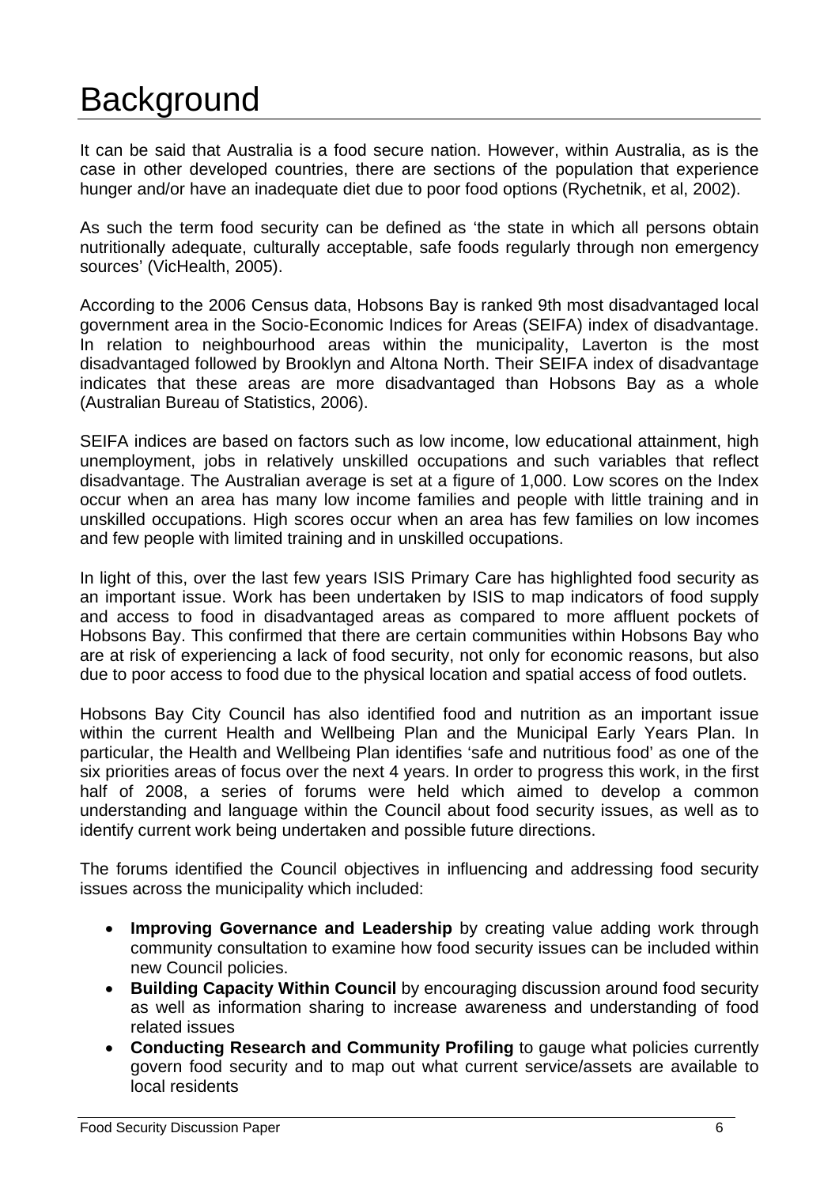# Background

It can be said that Australia is a food secure nation. However, within Australia, as is the case in other developed countries, there are sections of the population that experience hunger and/or have an inadequate diet due to poor food options (Rychetnik, et al, 2002).

As such the term food security can be defined as 'the state in which all persons obtain nutritionally adequate, culturally acceptable, safe foods regularly through non emergency sources' (VicHealth, 2005).

According to the 2006 Census data, Hobsons Bay is ranked 9th most disadvantaged local government area in the Socio-Economic Indices for Areas (SEIFA) index of disadvantage. In relation to neighbourhood areas within the municipality, Laverton is the most disadvantaged followed by Brooklyn and Altona North. Their SEIFA index of disadvantage indicates that these areas are more disadvantaged than Hobsons Bay as a whole (Australian Bureau of Statistics, 2006).

SEIFA indices are based on factors such as low income, low educational attainment, high unemployment, jobs in relatively unskilled occupations and such variables that reflect disadvantage. The Australian average is set at a figure of 1,000. Low scores on the Index occur when an area has many low income families and people with little training and in unskilled occupations. High scores occur when an area has few families on low incomes and few people with limited training and in unskilled occupations.

In light of this, over the last few years ISIS Primary Care has highlighted food security as an important issue. Work has been undertaken by ISIS to map indicators of food supply and access to food in disadvantaged areas as compared to more affluent pockets of Hobsons Bay. This confirmed that there are certain communities within Hobsons Bay who are at risk of experiencing a lack of food security, not only for economic reasons, but also due to poor access to food due to the physical location and spatial access of food outlets.

Hobsons Bay City Council has also identified food and nutrition as an important issue within the current Health and Wellbeing Plan and the Municipal Early Years Plan. In particular, the Health and Wellbeing Plan identifies 'safe and nutritious food' as one of the six priorities areas of focus over the next 4 years. In order to progress this work, in the first half of 2008, a series of forums were held which aimed to develop a common understanding and language within the Council about food security issues, as well as to identify current work being undertaken and possible future directions.

The forums identified the Council objectives in influencing and addressing food security issues across the municipality which included:

- **Improving Governance and Leadership** by creating value adding work through community consultation to examine how food security issues can be included within new Council policies.
- **Building Capacity Within Council** by encouraging discussion around food security as well as information sharing to increase awareness and understanding of food related issues
- **Conducting Research and Community Profiling** to gauge what policies currently govern food security and to map out what current service/assets are available to local residents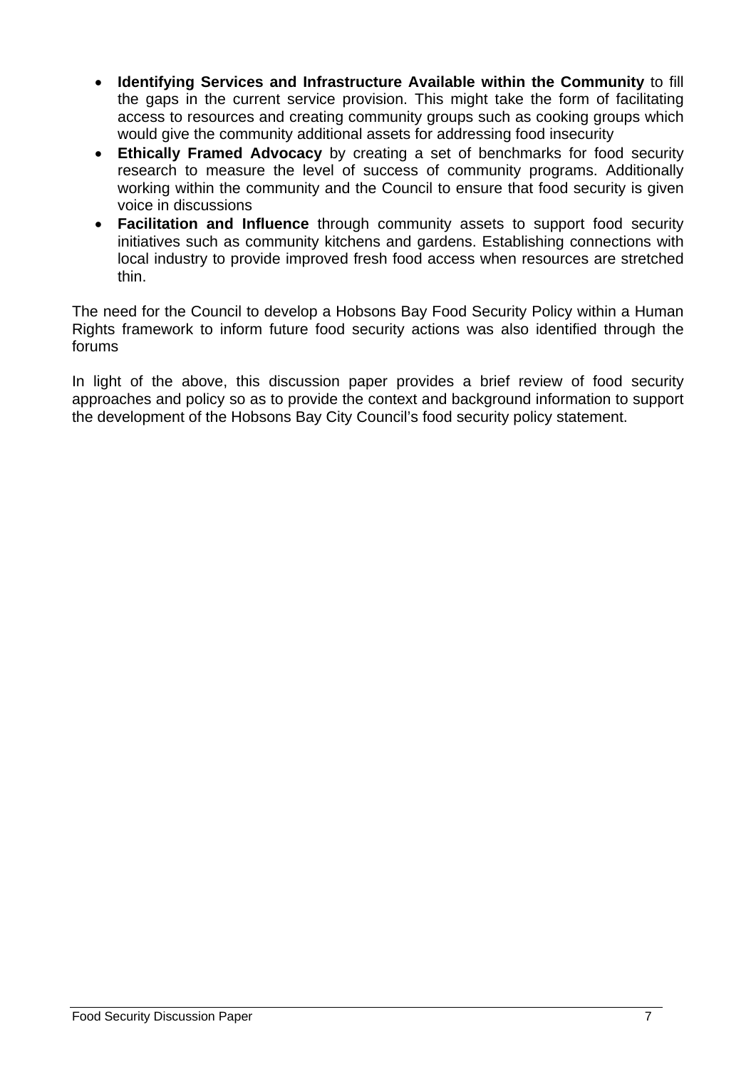- **Identifying Services and Infrastructure Available within the Community** to fill the gaps in the current service provision. This might take the form of facilitating access to resources and creating community groups such as cooking groups which would give the community additional assets for addressing food insecurity
- **Ethically Framed Advocacy** by creating a set of benchmarks for food security research to measure the level of success of community programs. Additionally working within the community and the Council to ensure that food security is given voice in discussions
- **Facilitation and Influence** through community assets to support food security initiatives such as community kitchens and gardens. Establishing connections with local industry to provide improved fresh food access when resources are stretched thin.

The need for the Council to develop a Hobsons Bay Food Security Policy within a Human Rights framework to inform future food security actions was also identified through the forums

In light of the above, this discussion paper provides a brief review of food security approaches and policy so as to provide the context and background information to support the development of the Hobsons Bay City Council's food security policy statement.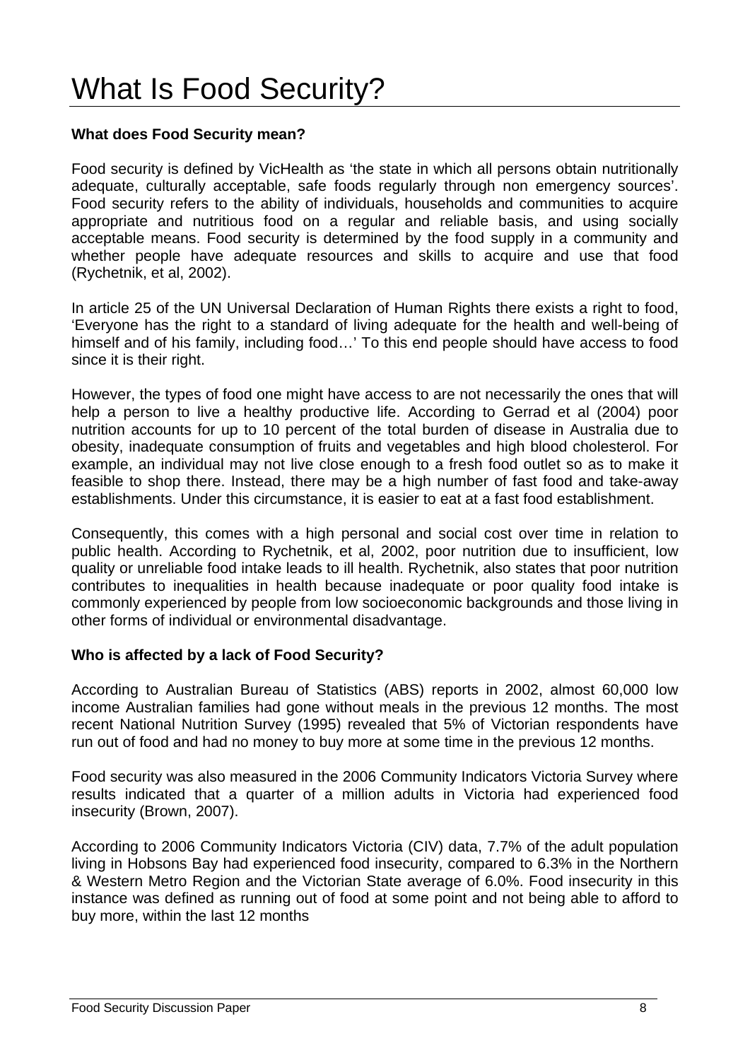# What Is Food Security?

**What does Food Security mean?**

Food security is defined by VicHealth as 'the state in which all persons obtain nutritionally adequate, culturally acceptable, safe foods regularly through non emergency sources'. Food security refers to the ability of individuals, households and communities to acquire appropriate and nutritious food on a regular and reliable basis, and using socially acceptable means. Food security is determined by the food supply in a community and whether people have adequate resources and skills to acquire and use that food (Rychetnik, et al, 2002).

In article 25 of the UN Universal Declaration of Human Rights there exists a right to food, 'Everyone has the right to a standard of living adequate for the health and well-being of himself and of his family, including food…' To this end people should have access to food since it is their right.

However, the types of food one might have access to are not necessarily the ones that will help a person to live a healthy productive life. According to Gerrad et al (2004) poor nutrition accounts for up to 10 percent of the total burden of disease in Australia due to obesity, inadequate consumption of fruits and vegetables and high blood cholesterol. For example, an individual may not live close enough to a fresh food outlet so as to make it feasible to shop there. Instead, there may be a high number of fast food and take-away establishments. Under this circumstance, it is easier to eat at a fast food establishment.

Consequently, this comes with a high personal and social cost over time in relation to public health. According to Rychetnik, et al, 2002, poor nutrition due to insufficient, low quality or unreliable food intake leads to ill health. Rychetnik, also states that poor nutrition contributes to inequalities in health because inadequate or poor quality food intake is commonly experienced by people from low socioeconomic backgrounds and those living in other forms of individual or environmental disadvantage.

**Who is affected by a lack of Food Security?**

According to Australian Bureau of Statistics (ABS) reports in 2002, almost 60,000 low income Australian families had gone without meals in the previous 12 months. The most recent National Nutrition Survey (1995) revealed that 5% of Victorian respondents have run out of food and had no money to buy more at some time in the previous 12 months.

Food security was also measured in the 2006 Community Indicators Victoria Survey where results indicated that a quarter of a million adults in Victoria had experienced food insecurity (Brown, 2007).

According to 2006 Community Indicators Victoria (CIV) data, 7.7% of the adult population living in Hobsons Bay had experienced food insecurity, compared to 6.3% in the Northern & Western Metro Region and the Victorian State average of 6.0%. Food insecurity in this instance was defined as running out of food at some point and not being able to afford to buy more, within the last 12 months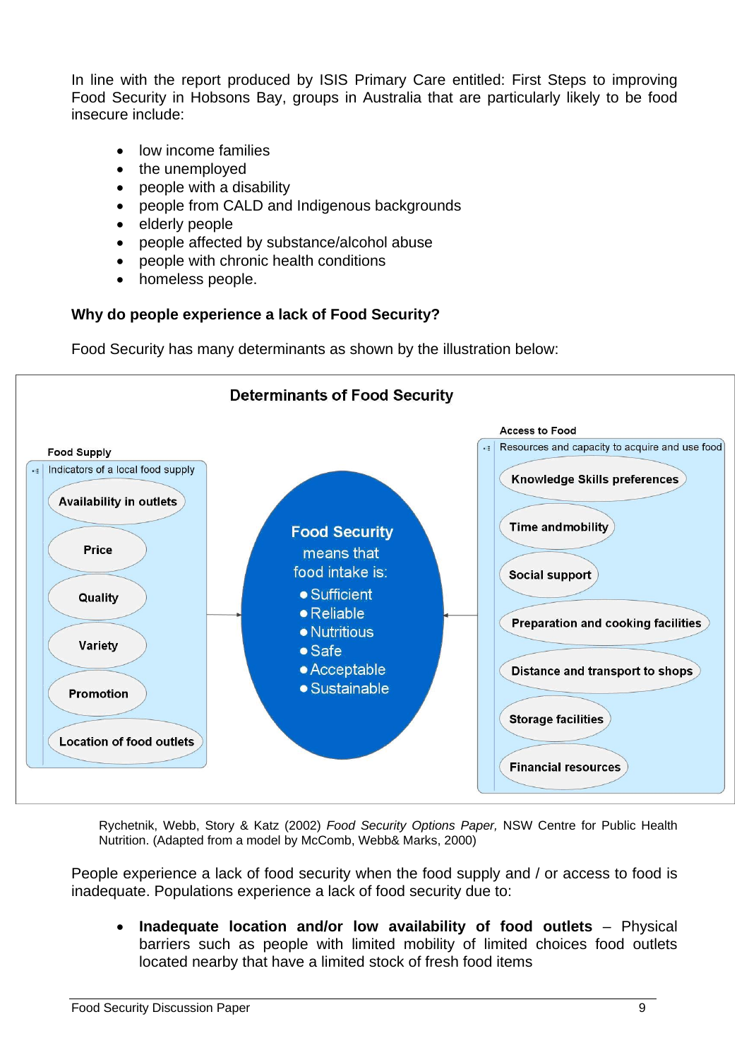In line with the report produced by ISIS Primary Care entitled: First Steps to improving Food Security in Hobsons Bay, groups in Australia that are particularly likely to be food insecure include:

- low income families
- the unemployed
- people with a disability
- people from CALD and Indigenous backgrounds
- elderly people
- people affected by substance/alcohol abuse
- people with chronic health conditions
- homeless people.

**Why do people experience a lack of Food Security?**

Food Security has many determinants as shown by the illustration below:

**Determinants of Food Security**

**Food Supply**

Indicators of a local food supply

- Availability in outlets
- Price
- Quality
- Variety
- Promotion
- Location of food outlets

**Food Security** means that food intake is:

- Sufficient
- Reliable
- Nutritious
- Safe
- Acceptable
- Sustainable

**Access to Food**

Resources and capacity to acquire and use food

- Knowledge Skills preferences
- Time andmobility
- Social support
- Preparation and cooking facilities
- Distance and transport to shops
- Storage facilities
- Financial resources

Rychetnik, Webb, Story & Katz (2002) *Food Security Options Paper,* NSW Centre for Public Health Nutrition. (Adapted from a model by McComb, Webb& Marks, 2000)

People experience a lack of food security when the food supply and / or access to food is inadequate. Populations experience a lack of food security due to:

- **Inadequate location and/or low availability of food outlets** – Physical barriers such as people with limited mobility of limited choices food outlets located nearby that have a limited stock of fresh food items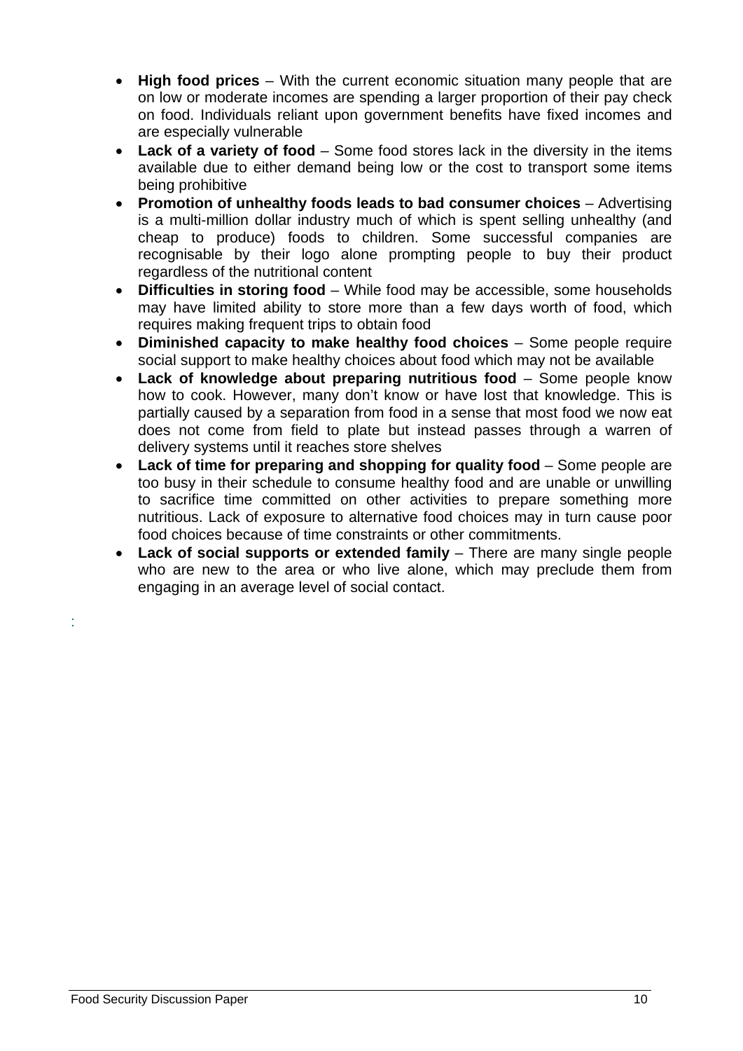- **High food prices** – With the current economic situation many people that are on low or moderate incomes are spending a larger proportion of their pay check on food. Individuals reliant upon government benefits have fixed incomes and are especially vulnerable
- **Lack of a variety of food** – Some food stores lack in the diversity in the items available due to either demand being low or the cost to transport some items being prohibitive
- **Promotion of unhealthy foods leads to bad consumer choices** – Advertising is a multi-million dollar industry much of which is spent selling unhealthy (and cheap to produce) foods to children. Some successful companies are recognisable by their logo alone prompting people to buy their product regardless of the nutritional content
- **Difficulties in storing food** – While food may be accessible, some households may have limited ability to store more than a few days worth of food, which requires making frequent trips to obtain food
- **Diminished capacity to make healthy food choices** – Some people require social support to make healthy choices about food which may not be available
- **Lack of knowledge about preparing nutritious food** – Some people know how to cook. However, many don't know or have lost that knowledge. This is partially caused by a separation from food in a sense that most food we now eat does not come from field to plate but instead passes through a warren of delivery systems until it reaches store shelves
- **Lack of time for preparing and shopping for quality food** – Some people are too busy in their schedule to consume healthy food and are unable or unwilling to sacrifice time committed on other activities to prepare something more nutritious. Lack of exposure to alternative food choices may in turn cause poor food choices because of time constraints or other commitments.
- **Lack of social supports or extended family** – There are many single people who are new to the area or who live alone, which may preclude them from engaging in an average level of social contact.

: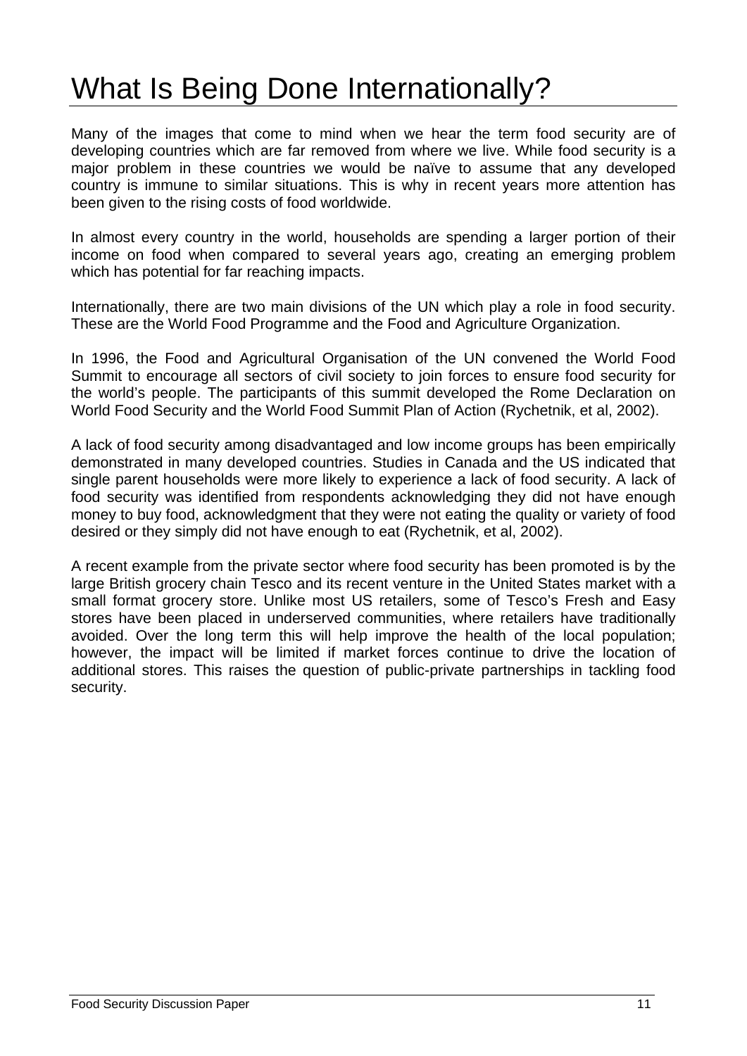# What Is Being Done Internationally?

Many of the images that come to mind when we hear the term food security are of developing countries which are far removed from where we live. While food security is a major problem in these countries we would be naïve to assume that any developed country is immune to similar situations. This is why in recent years more attention has been given to the rising costs of food worldwide.

In almost every country in the world, households are spending a larger portion of their income on food when compared to several years ago, creating an emerging problem which has potential for far reaching impacts.

Internationally, there are two main divisions of the UN which play a role in food security. These are the World Food Programme and the Food and Agriculture Organization.

In 1996, the Food and Agricultural Organisation of the UN convened the World Food Summit to encourage all sectors of civil society to join forces to ensure food security for the world's people. The participants of this summit developed the Rome Declaration on World Food Security and the World Food Summit Plan of Action (Rychetnik, et al, 2002).

A lack of food security among disadvantaged and low income groups has been empirically demonstrated in many developed countries. Studies in Canada and the US indicated that single parent households were more likely to experience a lack of food security. A lack of food security was identified from respondents acknowledging they did not have enough money to buy food, acknowledgment that they were not eating the quality or variety of food desired or they simply did not have enough to eat (Rychetnik, et al, 2002).

A recent example from the private sector where food security has been promoted is by the large British grocery chain Tesco and its recent venture in the United States market with a small format grocery store. Unlike most US retailers, some of Tesco's Fresh and Easy stores have been placed in underserved communities, where retailers have traditionally avoided. Over the long term this will help improve the health of the local population; however, the impact will be limited if market forces continue to drive the location of additional stores. This raises the question of public-private partnerships in tackling food security.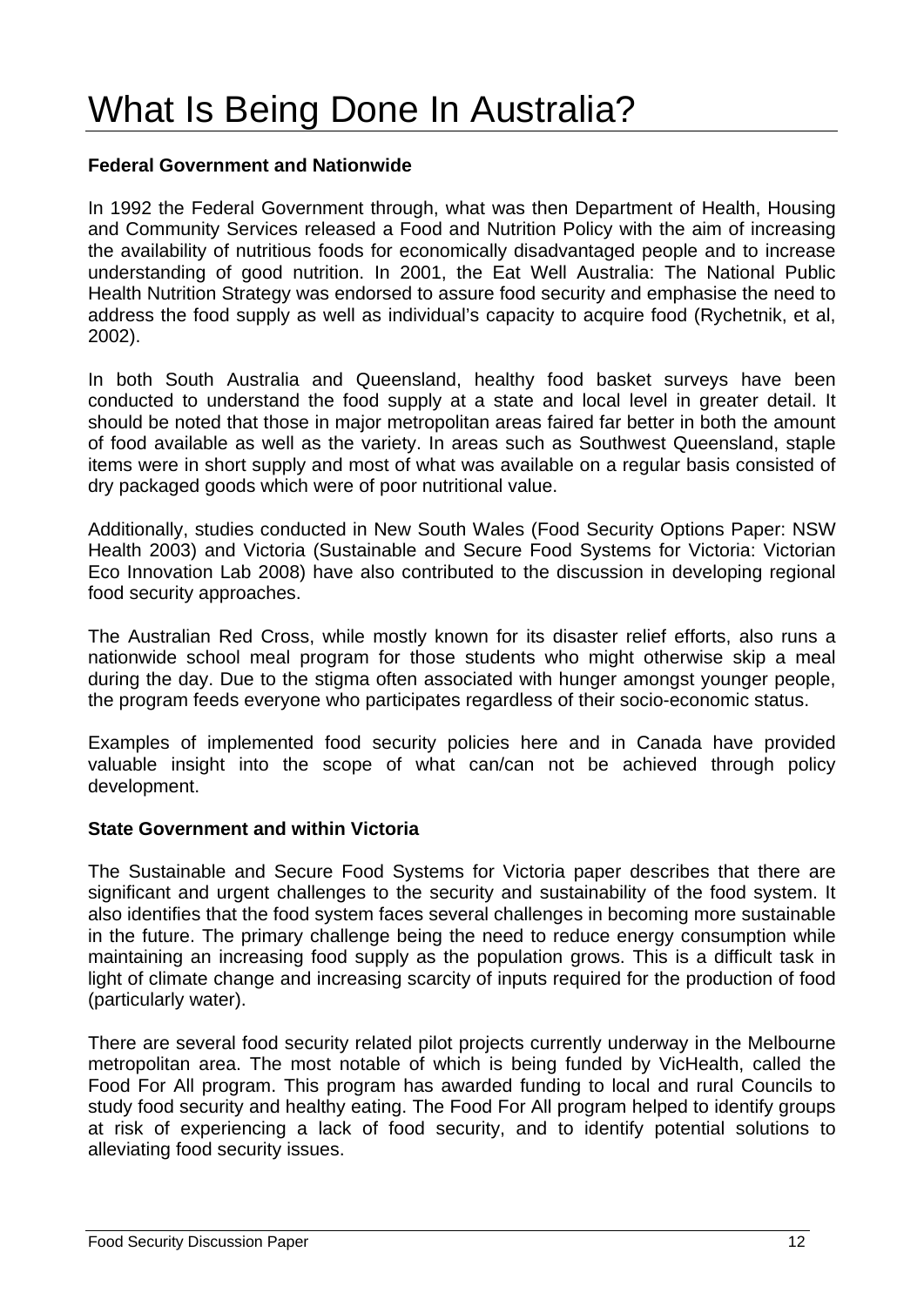# What Is Being Done In Australia?

**Federal Government and Nationwide**

In 1992 the Federal Government through, what was then Department of Health, Housing and Community Services released a Food and Nutrition Policy with the aim of increasing the availability of nutritious foods for economically disadvantaged people and to increase understanding of good nutrition. In 2001, the Eat Well Australia: The National Public Health Nutrition Strategy was endorsed to assure food security and emphasise the need to address the food supply as well as individual's capacity to acquire food (Rychetnik, et al, 2002).

In both South Australia and Queensland, healthy food basket surveys have been conducted to understand the food supply at a state and local level in greater detail. It should be noted that those in major metropolitan areas faired far better in both the amount of food available as well as the variety. In areas such as Southwest Queensland, staple items were in short supply and most of what was available on a regular basis consisted of dry packaged goods which were of poor nutritional value.

Additionally, studies conducted in New South Wales (Food Security Options Paper: NSW Health 2003) and Victoria (Sustainable and Secure Food Systems for Victoria: Victorian Eco Innovation Lab 2008) have also contributed to the discussion in developing regional food security approaches.

The Australian Red Cross, while mostly known for its disaster relief efforts, also runs a nationwide school meal program for those students who might otherwise skip a meal during the day. Due to the stigma often associated with hunger amongst younger people, the program feeds everyone who participates regardless of their socio-economic status.

Examples of implemented food security policies here and in Canada have provided valuable insight into the scope of what can/can not be achieved through policy development.

**State Government and within Victoria**

The Sustainable and Secure Food Systems for Victoria paper describes that there are significant and urgent challenges to the security and sustainability of the food system. It also identifies that the food system faces several challenges in becoming more sustainable in the future. The primary challenge being the need to reduce energy consumption while maintaining an increasing food supply as the population grows. This is a difficult task in light of climate change and increasing scarcity of inputs required for the production of food (particularly water).

There are several food security related pilot projects currently underway in the Melbourne metropolitan area. The most notable of which is being funded by VicHealth, called the Food For All program. This program has awarded funding to local and rural Councils to study food security and healthy eating. The Food For All program helped to identify groups at risk of experiencing a lack of food security, and to identify potential solutions to alleviating food security issues.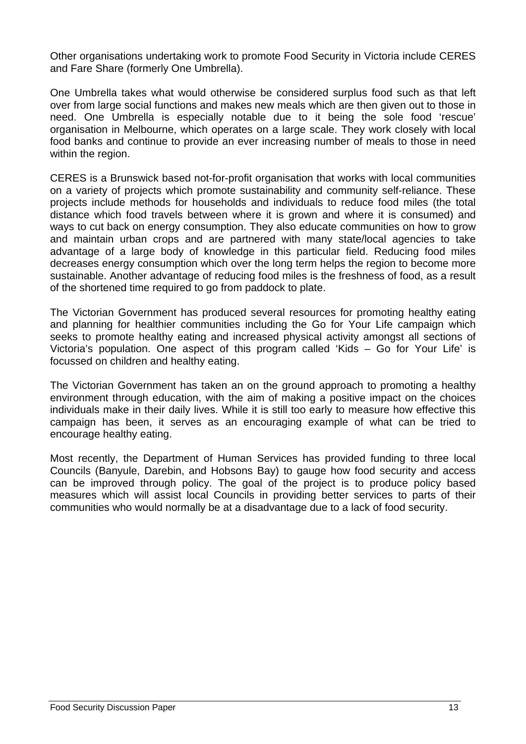Other organisations undertaking work to promote Food Security in Victoria include CERES and Fare Share (formerly One Umbrella).

One Umbrella takes what would otherwise be considered surplus food such as that left over from large social functions and makes new meals which are then given out to those in need. One Umbrella is especially notable due to it being the sole food 'rescue' organisation in Melbourne, which operates on a large scale. They work closely with local food banks and continue to provide an ever increasing number of meals to those in need within the region.

CERES is a Brunswick based not-for-profit organisation that works with local communities on a variety of projects which promote sustainability and community self-reliance. These projects include methods for households and individuals to reduce food miles (the total distance which food travels between where it is grown and where it is consumed) and ways to cut back on energy consumption. They also educate communities on how to grow and maintain urban crops and are partnered with many state/local agencies to take advantage of a large body of knowledge in this particular field. Reducing food miles decreases energy consumption which over the long term helps the region to become more sustainable. Another advantage of reducing food miles is the freshness of food, as a result of the shortened time required to go from paddock to plate.

The Victorian Government has produced several resources for promoting healthy eating and planning for healthier communities including the Go for Your Life campaign which seeks to promote healthy eating and increased physical activity amongst all sections of Victoria's population. One aspect of this program called 'Kids – Go for Your Life' is focussed on children and healthy eating.

The Victorian Government has taken an on the ground approach to promoting a healthy environment through education, with the aim of making a positive impact on the choices individuals make in their daily lives. While it is still too early to measure how effective this campaign has been, it serves as an encouraging example of what can be tried to encourage healthy eating.

Most recently, the Department of Human Services has provided funding to three local Councils (Banyule, Darebin, and Hobsons Bay) to gauge how food security and access can be improved through policy. The goal of the project is to produce policy based measures which will assist local Councils in providing better services to parts of their communities who would normally be at a disadvantage due to a lack of food security.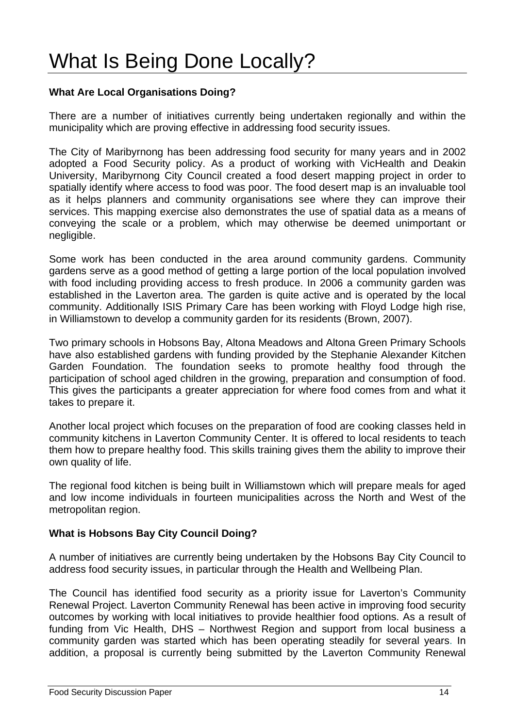# What Is Being Done Locally?

**What Are Local Organisations Doing?**

There are a number of initiatives currently being undertaken regionally and within the municipality which are proving effective in addressing food security issues.

The City of Maribyrnong has been addressing food security for many years and in 2002 adopted a Food Security policy. As a product of working with VicHealth and Deakin University, Maribyrnong City Council created a food desert mapping project in order to spatially identify where access to food was poor. The food desert map is an invaluable tool as it helps planners and community organisations see where they can improve their services. This mapping exercise also demonstrates the use of spatial data as a means of conveying the scale or a problem, which may otherwise be deemed unimportant or negligible.

Some work has been conducted in the area around community gardens. Community gardens serve as a good method of getting a large portion of the local population involved with food including providing access to fresh produce. In 2006 a community garden was established in the Laverton area. The garden is quite active and is operated by the local community. Additionally ISIS Primary Care has been working with Floyd Lodge high rise, in Williamstown to develop a community garden for its residents (Brown, 2007).

Two primary schools in Hobsons Bay, Altona Meadows and Altona Green Primary Schools have also established gardens with funding provided by the Stephanie Alexander Kitchen Garden Foundation. The foundation seeks to promote healthy food through the participation of school aged children in the growing, preparation and consumption of food. This gives the participants a greater appreciation for where food comes from and what it takes to prepare it.

Another local project which focuses on the preparation of food are cooking classes held in community kitchens in Laverton Community Center. It is offered to local residents to teach them how to prepare healthy food. This skills training gives them the ability to improve their own quality of life.

The regional food kitchen is being built in Williamstown which will prepare meals for aged and low income individuals in fourteen municipalities across the North and West of the metropolitan region.

**What is Hobsons Bay City Council Doing?**

A number of initiatives are currently being undertaken by the Hobsons Bay City Council to address food security issues, in particular through the Health and Wellbeing Plan.

The Council has identified food security as a priority issue for Laverton's Community Renewal Project. Laverton Community Renewal has been active in improving food security outcomes by working with local initiatives to provide healthier food options. As a result of funding from Vic Health, DHS – Northwest Region and support from local business a community garden was started which has been operating steadily for several years. In addition, a proposal is currently being submitted by the Laverton Community Renewal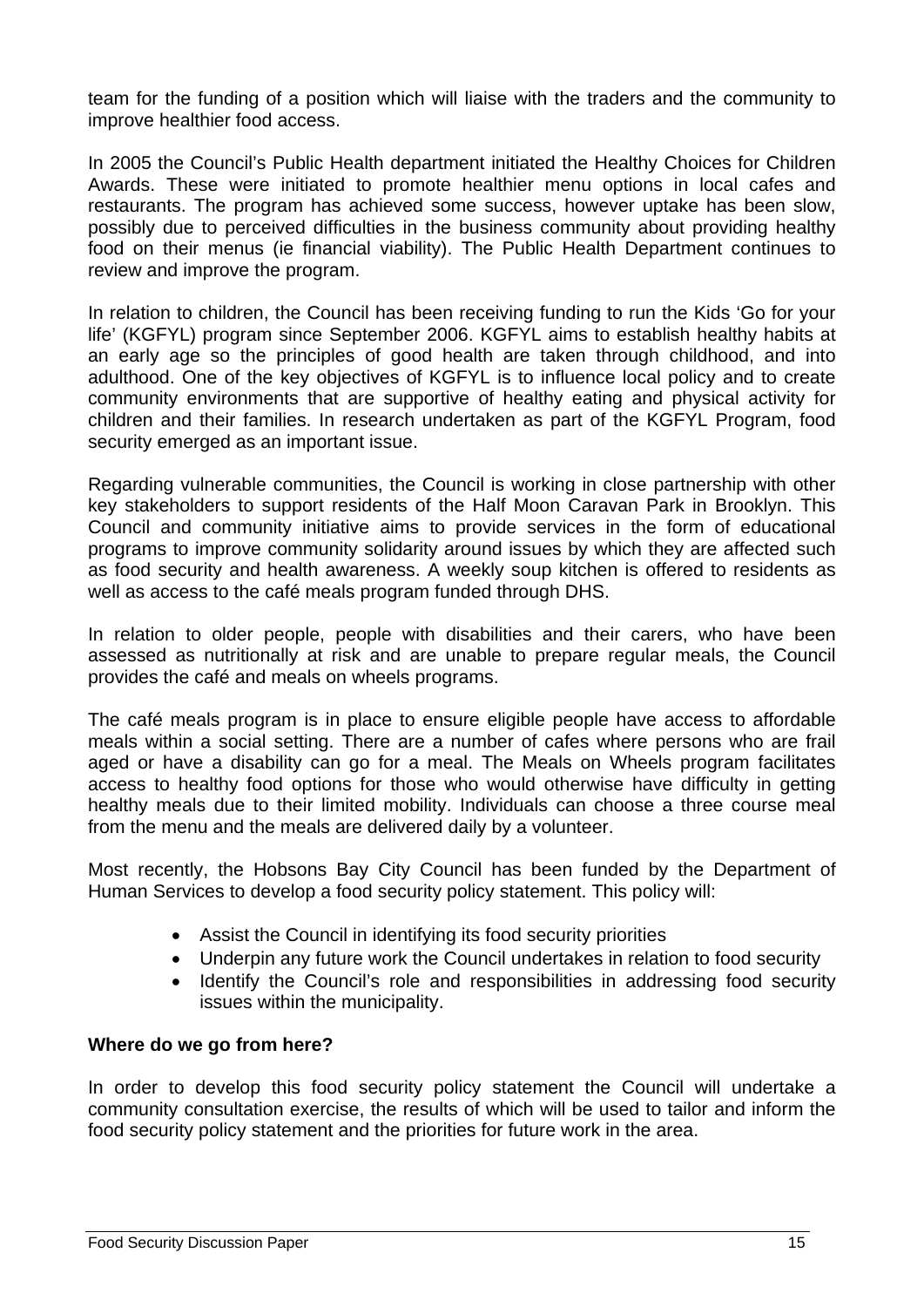team for the funding of a position which will liaise with the traders and the community to improve healthier food access.

In 2005 the Council's Public Health department initiated the Healthy Choices for Children Awards. These were initiated to promote healthier menu options in local cafes and restaurants. The program has achieved some success, however uptake has been slow, possibly due to perceived difficulties in the business community about providing healthy food on their menus (ie financial viability). The Public Health Department continues to review and improve the program.

In relation to children, the Council has been receiving funding to run the Kids 'Go for your life' (KGFYL) program since September 2006. KGFYL aims to establish healthy habits at an early age so the principles of good health are taken through childhood, and into adulthood. One of the key objectives of KGFYL is to influence local policy and to create community environments that are supportive of healthy eating and physical activity for children and their families. In research undertaken as part of the KGFYL Program, food security emerged as an important issue.

Regarding vulnerable communities, the Council is working in close partnership with other key stakeholders to support residents of the Half Moon Caravan Park in Brooklyn. This Council and community initiative aims to provide services in the form of educational programs to improve community solidarity around issues by which they are affected such as food security and health awareness. A weekly soup kitchen is offered to residents as well as access to the café meals program funded through DHS.

In relation to older people, people with disabilities and their carers, who have been assessed as nutritionally at risk and are unable to prepare regular meals, the Council provides the café and meals on wheels programs.

The café meals program is in place to ensure eligible people have access to affordable meals within a social setting. There are a number of cafes where persons who are frail aged or have a disability can go for a meal. The Meals on Wheels program facilitates access to healthy food options for those who would otherwise have difficulty in getting healthy meals due to their limited mobility. Individuals can choose a three course meal from the menu and the meals are delivered daily by a volunteer.

Most recently, the Hobsons Bay City Council has been funded by the Department of Human Services to develop a food security policy statement. This policy will:

- Assist the Council in identifying its food security priorities
- Underpin any future work the Council undertakes in relation to food security
- Identify the Council's role and responsibilities in addressing food security issues within the municipality.

**Where do we go from here?**

In order to develop this food security policy statement the Council will undertake a community consultation exercise, the results of which will be used to tailor and inform the food security policy statement and the priorities for future work in the area.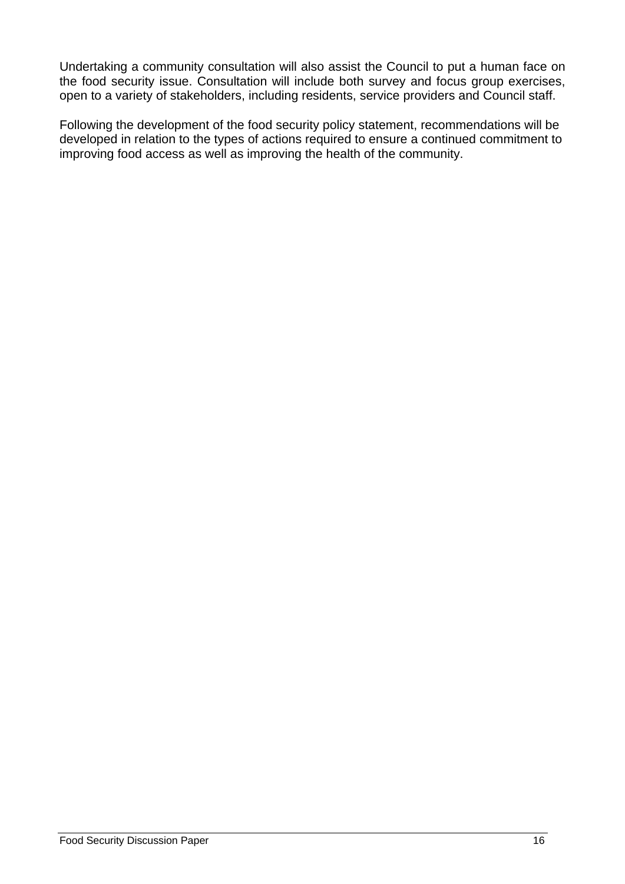Undertaking a community consultation will also assist the Council to put a human face on the food security issue. Consultation will include both survey and focus group exercises, open to a variety of stakeholders, including residents, service providers and Council staff.

Following the development of the food security policy statement, recommendations will be developed in relation to the types of actions required to ensure a continued commitment to improving food access as well as improving the health of the community.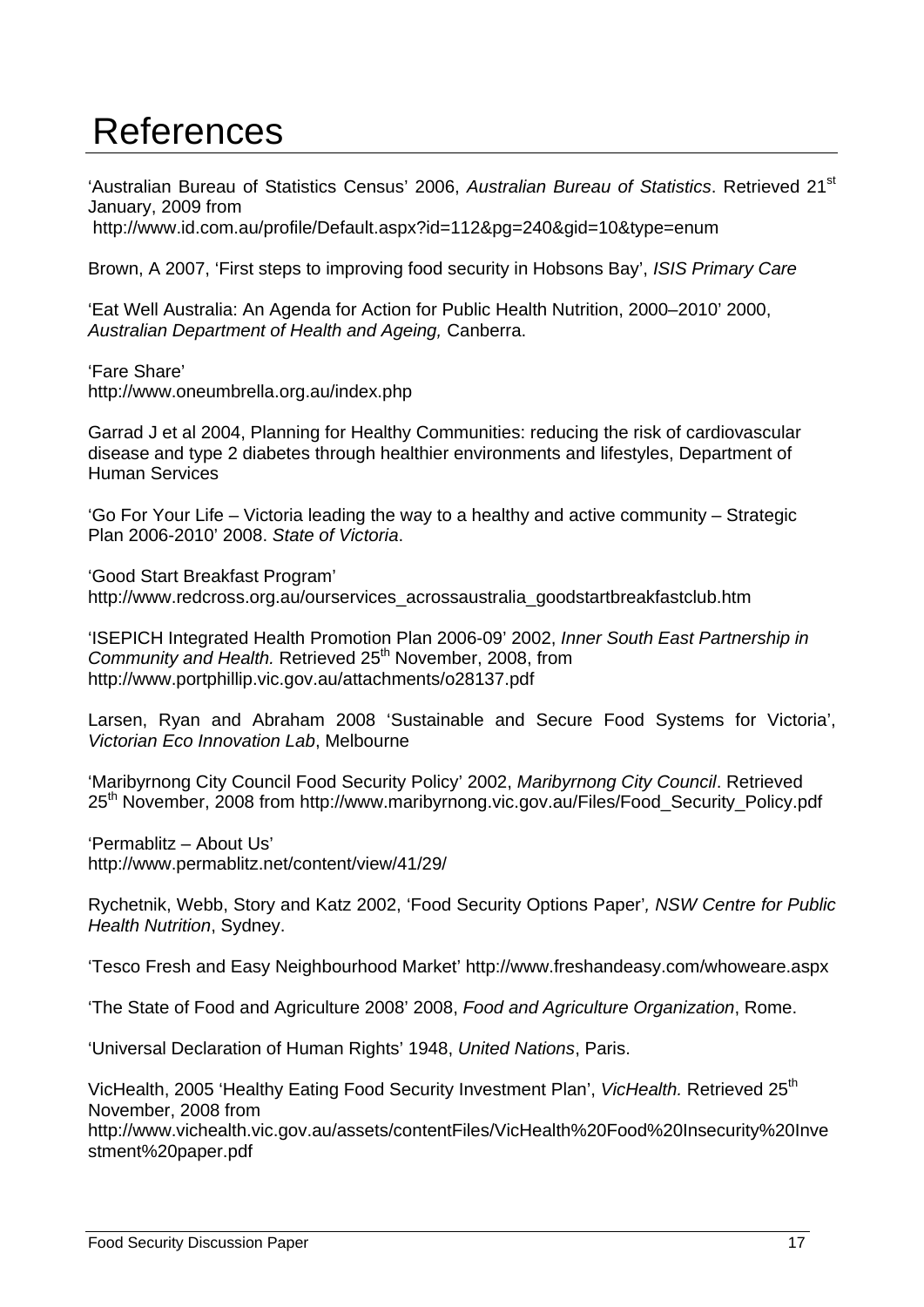# References

'Australian Bureau of Statistics Census' 2006, *Australian Bureau of Statistics*. Retrieved 21st January, 2009 from
http://www.id.com.au/profile/Default.aspx?id=112&pg=240&gid=10&type=enum

Brown, A 2007, 'First steps to improving food security in Hobsons Bay', *ISIS Primary Care*

'Eat Well Australia: An Agenda for Action for Public Health Nutrition, 2000–2010' 2000, *Australian Department of Health and Ageing,* Canberra.

'Fare Share'
http://www.oneumbrella.org.au/index.php

Garrad J et al 2004, Planning for Healthy Communities: reducing the risk of cardiovascular disease and type 2 diabetes through healthier environments and lifestyles, Department of Human Services

'Go For Your Life – Victoria leading the way to a healthy and active community – Strategic Plan 2006-2010' 2008. *State of Victoria*.

'Good Start Breakfast Program'
http://www.redcross.org.au/ourservices_acrossaustralia_goodstartbreakfastclub.htm

'ISEPICH Integrated Health Promotion Plan 2006-09' 2002, *Inner South East Partnership in Community and Health.* Retrieved 25th November, 2008, from
http://www.portphillip.vic.gov.au/attachments/o28137.pdf

Larsen, Ryan and Abraham 2008 'Sustainable and Secure Food Systems for Victoria', *Victorian Eco Innovation Lab*, Melbourne

'Maribyrnong City Council Food Security Policy' 2002, *Maribyrnong City Council*. Retrieved 25th November, 2008 from http://www.maribyrnong.vic.gov.au/Files/Food_Security_Policy.pdf

'Permablitz – About Us'
http://www.permablitz.net/content/view/41/29/

Rychetnik, Webb, Story and Katz 2002, 'Food Security Options Paper'*, NSW Centre for Public Health Nutrition*, Sydney.

'Tesco Fresh and Easy Neighbourhood Market' http://www.freshandeasy.com/whoweare.aspx

'The State of Food and Agriculture 2008' 2008, *Food and Agriculture Organization*, Rome.

'Universal Declaration of Human Rights' 1948, *United Nations*, Paris.

VicHealth, 2005 'Healthy Eating Food Security Investment Plan', *VicHealth.* Retrieved 25th November, 2008 from
http://www.vichealth.vic.gov.au/assets/contentFiles/VicHealth%20Food%20Insecurity%20Investment%20paper.pdf